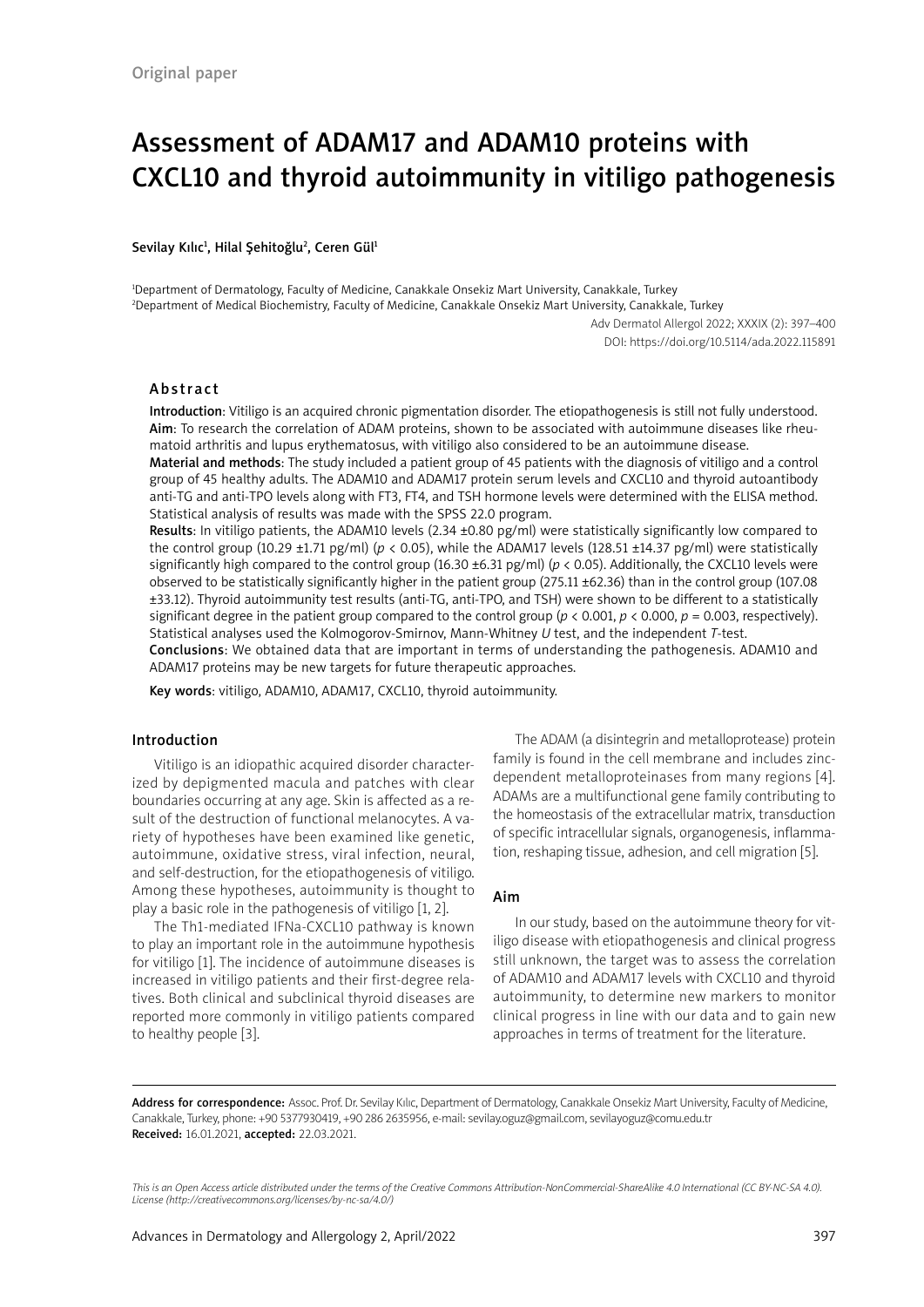Original paper

# Assessment of ADAM17 and ADAM10 proteins with CXCL10 and thyroid autoimmunity in vitiligo pathogenesis

Sevilay Kılıc[1], Hilal Şehitoğlu[2], Ceren Gül[1]

[1]Department of Dermatology, Faculty of Medicine, Canakkale Onsekiz Mart University, Canakkale, Turkey
[2]Department of Medical Biochemistry, Faculty of Medicine, Canakkale Onsekiz Mart University, Canakkale, Turkey

DOI: https://doi.org/10.5114/ada.2022.115891

## Abstract

**Introduction**: Vitiligo is an acquired chronic pigmentation disorder. The etiopathogenesis is still not fully understood.
**Aim**: To research the correlation of ADAM proteins, shown to be associated with autoimmune diseases like rheumatoid arthritis and lupus erythematosus, with vitiligo also considered to be an autoimmune disease.
**Material and methods**: The study included a patient group of 45 patients with the diagnosis of vitiligo and a control group of 45 healthy adults. The ADAM10 and ADAM17 protein serum levels and CXCL10 and thyroid autoantibody anti-TG and anti-TPO levels along with FT3, FT4, and TSH hormone levels were determined with the ELISA method. Statistical analysis of results was made with the SPSS 22.0 program.
**Results**: In vitiligo patients, the ADAM10 levels (2.34 ±0.80 pg/ml) were statistically significantly low compared to the control group (10.29 ±1.71 pg/ml) ($p < 0.05$), while the ADAM17 levels (128.51 ±14.37 pg/ml) were statistically significantly high compared to the control group (16.30 ±6.31 pg/ml) ($p < 0.05$). Additionally, the CXCL10 levels were observed to be statistically significantly higher in the patient group (275.11 ±62.36) than in the control group (107.08 ±33.12). Thyroid autoimmunity test results (anti-TG, anti-TPO, and TSH) were shown to be different to a statistically significant degree in the patient group compared to the control group ($p < 0.001$, $p < 0.000$, $p = 0.003$, respectively). Statistical analyses used the Kolmogorov-Smirnov, Mann-Whitney *U* test, and the independent *T*-test.
**Conclusions**: We obtained data that are important in terms of understanding the pathogenesis. ADAM10 and ADAM17 proteins may be new targets for future therapeutic approaches.

**Key words**: vitiligo, ADAM10, ADAM17, CXCL10, thyroid autoimmunity.

## Introduction

Vitiligo is an idiopathic acquired disorder characterized by depigmented macula and patches with clear boundaries occurring at any age. Skin is affected as a result of the destruction of functional melanocytes. A variety of hypotheses have been examined like genetic, autoimmune, oxidative stress, viral infection, neural, and self-destruction, for the etiopathogenesis of vitiligo. Among these hypotheses, autoimmunity is thought to play a basic role in the pathogenesis of vitiligo [1, 2].

The Th1-mediated IFNa-CXCL10 pathway is known to play an important role in the autoimmune hypothesis for vitiligo [1]. The incidence of autoimmune diseases is increased in vitiligo patients and their first-degree relatives. Both clinical and subclinical thyroid diseases are reported more commonly in vitiligo patients compared to healthy people [3].

The ADAM (a disintegrin and metalloprotease) protein family is found in the cell membrane and includes zinc-dependent metalloproteinases from many regions [4]. ADAMs are a multifunctional gene family contributing to the homeostasis of the extracellular matrix, transduction of specific intracellular signals, organogenesis, inflammation, reshaping tissue, adhesion, and cell migration [5].

## Aim

In our study, based on the autoimmune theory for vitiligo disease with etiopathogenesis and clinical progress still unknown, the target was to assess the correlation of ADAM10 and ADAM17 levels with CXCL10 and thyroid autoimmunity, to determine new markers to monitor clinical progress in line with our data and to gain new approaches in terms of treatment for the literature.

**Address for correspondence:** Assoc. Prof. Dr. Sevilay Kılıc, Department of Dermatology, Canakkale Onsekiz Mart University, Faculty of Medicine, Canakkale, Turkey, phone: +90 5377930419, +90 286 2635956, e-mail: sevilay.oguz@gmail.com, sevilayoguz@comu.edu.tr
**Received:** 16.01.2021, **accepted:** 22.03.2021.

*This is an Open Access article distributed under the terms of the Creative Commons Attribution-NonCommercial-ShareAlike 4.0 International (CC BY-NC-SA 4.0). License (http://creativecommons.org/licenses/by-nc-sa/4.0/)*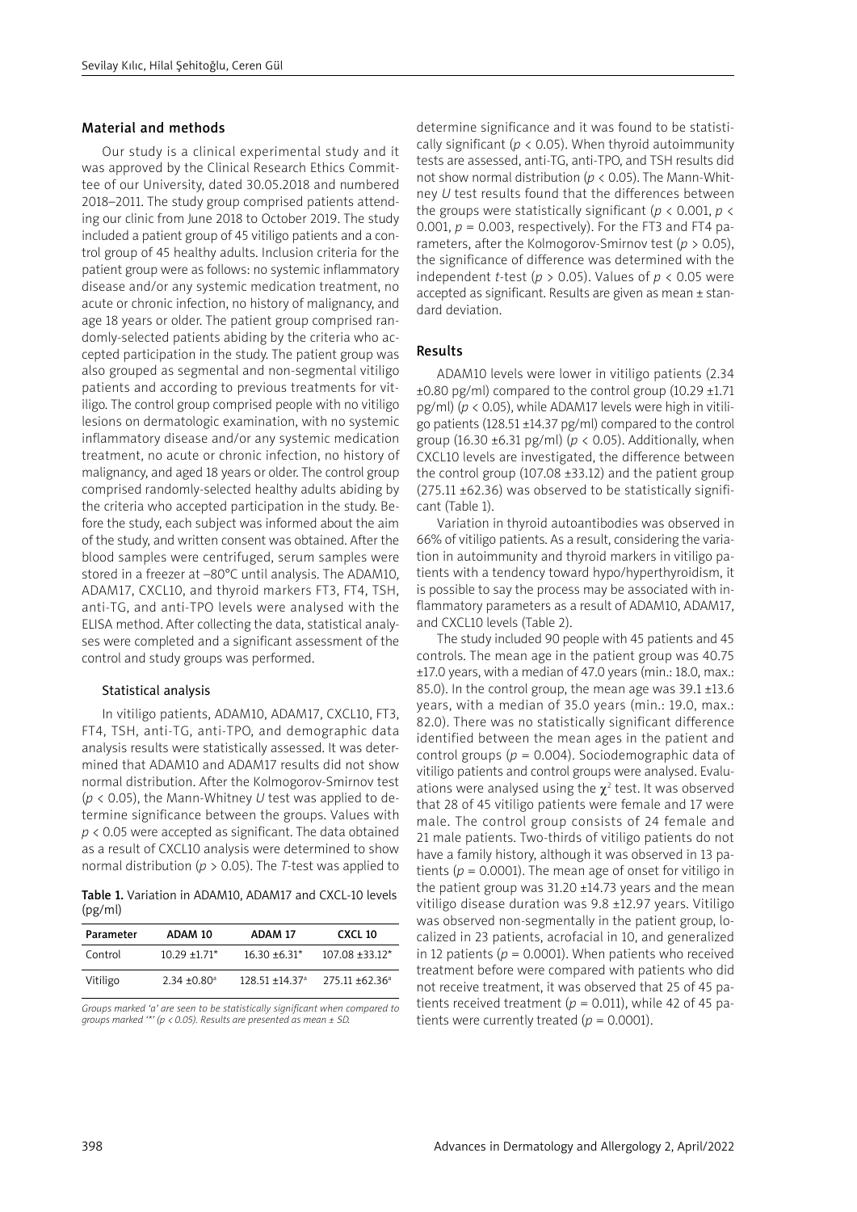## Material and methods

Our study is a clinical experimental study and it was approved by the Clinical Research Ethics Committee of our University, dated 30.05.2018 and numbered 2018–2011. The study group comprised patients attending our clinic from June 2018 to October 2019. The study included a patient group of 45 vitiligo patients and a control group of 45 healthy adults. Inclusion criteria for the patient group were as follows: no systemic inflammatory disease and/or any systemic medication treatment, no acute or chronic infection, no history of malignancy, and age 18 years or older. The patient group comprised randomly-selected patients abiding by the criteria who accepted participation in the study. The patient group was also grouped as segmental and non-segmental vitiligo patients and according to previous treatments for vitiligo. The control group comprised people with no vitiligo lesions on dermatologic examination, with no systemic inflammatory disease and/or any systemic medication treatment, no acute or chronic infection, no history of malignancy, and aged 18 years or older. The control group comprised randomly-selected healthy adults abiding by the criteria who accepted participation in the study. Before the study, each subject was informed about the aim of the study, and written consent was obtained. After the blood samples were centrifuged, serum samples were stored in a freezer at –80°C until analysis. The ADAM10, ADAM17, CXCL10, and thyroid markers FT3, FT4, TSH, anti-TG, and anti-TPO levels were analysed with the ELISA method. After collecting the data, statistical analyses were completed and a significant assessment of the control and study groups was performed.

### Statistical analysis

In vitiligo patients, ADAM10, ADAM17, CXCL10, FT3, FT4, TSH, anti-TG, anti-TPO, and demographic data analysis results were statistically assessed. It was determined that ADAM10 and ADAM17 results did not show normal distribution. After the Kolmogorov-Smirnov test ($p < 0.05$), the Mann-Whitney *U* test was applied to determine significance between the groups. Values with $p < 0.05$ were accepted as significant. The data obtained as a result of CXCL10 analysis were determined to show normal distribution ($p > 0.05$). The *T*-test was applied to determine significance and it was found to be statistically significant ($p < 0.05$). When thyroid autoimmunity tests are assessed, anti-TG, anti-TPO, and TSH results did not show normal distribution ($p < 0.05$). The Mann-Whitney *U* test results found that the differences between the groups were statistically significant ($p < 0.001$, $p < 0.001$, $p = 0.003$, respectively). For the FT3 and FT4 parameters, after the Kolmogorov-Smirnov test ($p > 0.05$), the significance of difference was determined with the independent *t*-test ($p > 0.05$). Values of $p < 0.05$ were accepted as significant. Results are given as mean ± standard deviation.

**Table 1.** Variation in ADAM10, ADAM17 and CXCL-10 levels (pg/ml)

| Parameter | ADAM 10 | ADAM 17 | CXCL 10 |
|---|---|---|---|
| Control | 10.29 ±1.71* | 16.30 ±6.31* | 107.08 ±33.12* |
| Vitiligo | 2.34 ±0.80[a] | 128.51 ±14.37[a] | 275.11 ±62.36[a] |

*Groups marked 'a' are seen to be statistically significant when compared to groups marked '\*' (p < 0.05). Results are presented as mean ± SD.*

## Results

ADAM10 levels were lower in vitiligo patients (2.34 ±0.80 pg/ml) compared to the control group (10.29 ±1.71 pg/ml) ($p < 0.05$), while ADAM17 levels were high in vitiligo patients (128.51 ±14.37 pg/ml) compared to the control group (16.30 ±6.31 pg/ml) ($p < 0.05$). Additionally, when CXCL10 levels are investigated, the difference between the control group (107.08 ±33.12) and the patient group (275.11 ±62.36) was observed to be statistically significant (Table 1).

Variation in thyroid autoantibodies was observed in 66% of vitiligo patients. As a result, considering the variation in autoimmunity and thyroid markers in vitiligo patients with a tendency toward hypo/hyperthyroidism, it is possible to say the process may be associated with inflammatory parameters as a result of ADAM10, ADAM17, and CXCL10 levels (Table 2).

The study included 90 people with 45 patients and 45 controls. The mean age in the patient group was 40.75 ±17.0 years, with a median of 47.0 years (min.: 18.0, max.: 85.0). In the control group, the mean age was 39.1 ±13.6 years, with a median of 35.0 years (min.: 19.0, max.: 82.0). There was no statistically significant difference identified between the mean ages in the patient and control groups ($p = 0.004$). Sociodemographic data of vitiligo patients and control groups were analysed. Evaluations were analysed using the $\chi^2$ test. It was observed that 28 of 45 vitiligo patients were female and 17 were male. The control group consists of 24 female and 21 male patients. Two-thirds of vitiligo patients do not have a family history, although it was observed in 13 patients ($p = 0.0001$). The mean age of onset for vitiligo in the patient group was 31.20 ±14.73 years and the mean vitiligo disease duration was 9.8 ±12.97 years. Vitiligo was observed non-segmentally in the patient group, localized in 23 patients, acrofacial in 10, and generalized in 12 patients ($p = 0.0001$). When patients who received treatment before were compared with patients who did not receive treatment, it was observed that 25 of 45 patients received treatment ($p = 0.011$), while 42 of 45 patients were currently treated ($p = 0.0001$).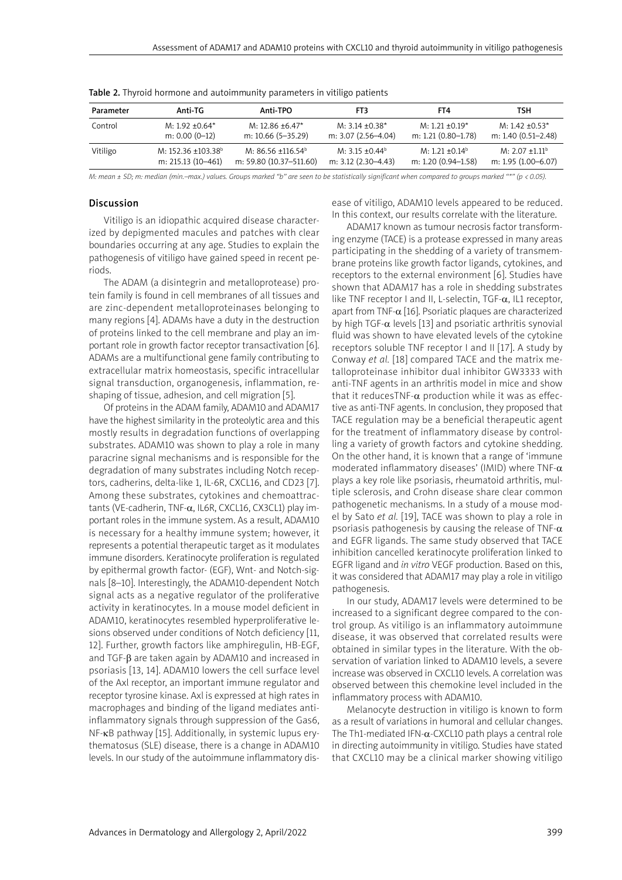**Table 2.** Thyroid hormone and autoimmunity parameters in vitiligo patients

| Parameter | Anti-TG | Anti-TPO | FT3 | FT4 | TSH |
|---|---|---|---|---|---|
| Control | M: 1.92 ±0.64* m: 0.00 (0–12) | M: 12.86 ±6.47* m: 10.66 (5–35.29) | M: 3.14 ±0.38* m: 3.07 (2.56–4.04) | M: 1.21 ±0.19* m: 1.21 (0.80–1.78) | M: 1.42 ±0.53* m: 1.40 (0.51–2.48) |
| Vitiligo | M: 152.36 ±103.38[b] m: 215.13 (10–461) | M: 86.56 ±116.54[b] m: 59.80 (10.37–511.60) | M: 3.15 ±0.44[b] m: 3.12 (2.30–4.43) | M: 1.21 ±0.14[b] m: 1.20 (0.94–1.58) | M: 2.07 ±1.11[b] m: 1.95 (1.00–6.07) |

*M: mean ± SD; m: median (min.–max.) values. Groups marked "b" are seen to be statistically significant when compared to groups marked "*" ($p < 0.05$).*

## Discussion

Vitiligo is an idiopathic acquired disease characterized by depigmented macules and patches with clear boundaries occurring at any age. Studies to explain the pathogenesis of vitiligo have gained speed in recent periods.

The ADAM (a disintegrin and metalloprotease) protein family is found in cell membranes of all tissues and are zinc-dependent metalloproteinases belonging to many regions [4]. ADAMs have a duty in the destruction of proteins linked to the cell membrane and play an important role in growth factor receptor transactivation [6]. ADAMs are a multifunctional gene family contributing to extracellular matrix homeostasis, specific intracellular signal transduction, organogenesis, inflammation, reshaping of tissue, adhesion, and cell migration [5].

Of proteins in the ADAM family, ADAM10 and ADAM17 have the highest similarity in the proteolytic area and this mostly results in degradation functions of overlapping substrates. ADAM10 was shown to play a role in many paracrine signal mechanisms and is responsible for the degradation of many substrates including Notch receptors, cadherins, delta-like 1, IL-6R, CXCL16, and CD23 [7]. Among these substrates, cytokines and chemoattractants (VE-cadherin, TNF-α, IL6R, CXCL16, CX3CL1) play important roles in the immune system. As a result, ADAM10 is necessary for a healthy immune system; however, it represents a potential therapeutic target as it modulates immune disorders. Keratinocyte proliferation is regulated by epithermal growth factor- (EGF), Wnt- and Notch-signals [8–10]. Interestingly, the ADAM10-dependent Notch signal acts as a negative regulator of the proliferative activity in keratinocytes. In a mouse model deficient in ADAM10, keratinocytes resembled hyperproliferative lesions observed under conditions of Notch deficiency [11, 12]. Further, growth factors like amphiregulin, HB-EGF, and TGF-β are taken again by ADAM10 and increased in psoriasis [13, 14]. ADAM10 lowers the cell surface level of the Axl receptor, an important immune regulator and receptor tyrosine kinase. Axl is expressed at high rates in macrophages and binding of the ligand mediates anti-inflammatory signals through suppression of the Gas6, NF-κB pathway [15]. Additionally, in systemic lupus erythematosus (SLE) disease, there is a change in ADAM10 levels. In our study of the autoimmune inflammatory disease of vitiligo, ADAM10 levels appeared to be reduced. In this context, our results correlate with the literature.

ADAM17 known as tumour necrosis factor transforming enzyme (TACE) is a protease expressed in many areas participating in the shedding of a variety of transmembrane proteins like growth factor ligands, cytokines, and receptors to the external environment [6]. Studies have shown that ADAM17 has a role in shedding substrates like TNF receptor I and II, L-selectin, TGF-α, IL1 receptor, apart from TNF-α [16]. Psoriatic plaques are characterized by high TGF-α levels [13] and psoriatic arthritis synovial fluid was shown to have elevated levels of the cytokine receptors soluble TNF receptor I and II [17]. A study by Conway *et al.* [18] compared TACE and the matrix metalloproteinase inhibitor dual inhibitor GW3333 with anti-TNF agents in an arthritis model in mice and show that it reducesTNF-α production while it was as effective as anti-TNF agents. In conclusion, they proposed that TACE regulation may be a beneficial therapeutic agent for the treatment of inflammatory disease by controlling a variety of growth factors and cytokine shedding. On the other hand, it is known that a range of 'immune moderated inflammatory diseases' (IMID) where TNF-α plays a key role like psoriasis, rheumatoid arthritis, multiple sclerosis, and Crohn disease share clear common pathogenetic mechanisms. In a study of a mouse model by Sato *et al.* [19], TACE was shown to play a role in psoriasis pathogenesis by causing the release of TNF-α and EGFR ligands. The same study observed that TACE inhibition cancelled keratinocyte proliferation linked to EGFR ligand and *in vitro* VEGF production. Based on this, it was considered that ADAM17 may play a role in vitiligo pathogenesis.

In our study, ADAM17 levels were determined to be increased to a significant degree compared to the control group. As vitiligo is an inflammatory autoimmune disease, it was observed that correlated results were obtained in similar types in the literature. With the observation of variation linked to ADAM10 levels, a severe increase was observed in CXCL10 levels. A correlation was observed between this chemokine level included in the inflammatory process with ADAM10.

Melanocyte destruction in vitiligo is known to form as a result of variations in humoral and cellular changes. The Th1-mediated IFN-α-CXCL10 path plays a central role in directing autoimmunity in vitiligo. Studies have stated that CXCL10 may be a clinical marker showing vitiligo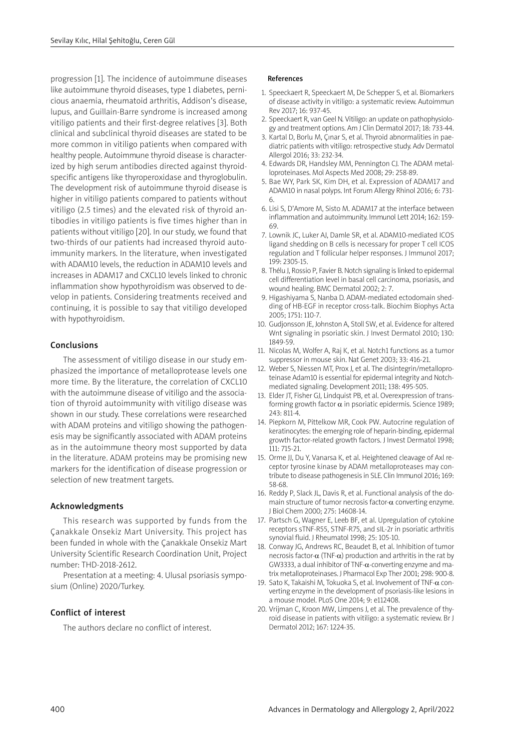progression [1]. The incidence of autoimmune diseases like autoimmune thyroid diseases, type 1 diabetes, pernicious anaemia, rheumatoid arthritis, Addison's disease, lupus, and Guillain-Barre syndrome is increased among vitiligo patients and their first-degree relatives [3]. Both clinical and subclinical thyroid diseases are stated to be more common in vitiligo patients when compared with healthy people. Autoimmune thyroid disease is characterized by high serum antibodies directed against thyroid-specific antigens like thyroperoxidase and thyroglobulin. The development risk of autoimmune thyroid disease is higher in vitiligo patients compared to patients without vitiligo (2.5 times) and the elevated risk of thyroid antibodies in vitiligo patients is five times higher than in patients without vitiligo [20]. In our study, we found that two-thirds of our patients had increased thyroid autoimmunity markers. In the literature, when investigated with ADAM10 levels, the reduction in ADAM10 levels and increases in ADAM17 and CXCL10 levels linked to chronic inflammation show hypothyroidism was observed to develop in patients. Considering treatments received and continuing, it is possible to say that vitiligo developed with hypothyroidism.

## Conclusions

The assessment of vitiligo disease in our study emphasized the importance of metalloprotease levels one more time. By the literature, the correlation of CXCL10 with the autoimmune disease of vitiligo and the association of thyroid autoimmunity with vitiligo disease was shown in our study. These correlations were researched with ADAM proteins and vitiligo showing the pathogenesis may be significantly associated with ADAM proteins as in the autoimmune theory most supported by data in the literature. ADAM proteins may be promising new markers for the identification of disease progression or selection of new treatment targets.

## Acknowledgments

This research was supported by funds from the Çanakkale Onsekiz Mart University. This project has been funded in whole with the Çanakkale Onsekiz Mart University Scientific Research Coordination Unit, Project number: THD-2018-2612.

Presentation at a meeting: 4. Ulusal psoriasis symposium (Online) 2020/Turkey.

## Conflict of interest

The authors declare no conflict of interest.

### References

1. Speeckaert R, Speeckaert M, De Schepper S, et al. Biomarkers of disease activity in vitiligo: a systematic review. Autoimmun Rev 2017; 16: 937-45.
2. Speeckaert R, van Geel N. Vitiligo: an update on pathophysiology and treatment options. Am J Clin Dermatol 2017; 18: 733-44.
3. Kartal D, Borlu M, Çınar S, et al. Thyroid abnormalities in paediatric patients with vitiligo: retrospective study. Adv Dermatol Allergol 2016; 33: 232-34.
4. Edwards DR, Handsley MM, Pennington CJ. The ADAM metalloproteinases. Mol Aspects Med 2008; 29: 258-89.
5. Bae WY, Park SK, Kim DH, et al. Expression of ADAM17 and ADAM10 in nasal polyps. Int Forum Allergy Rhinol 2016; 6: 731-6.
6. Lisi S, D'Amore M, Sisto M. ADAM17 at the interface between inflammation and autoimmunity. Immunol Lett 2014; 162: 159-69.
7. Lownik JC, Luker AJ, Damle SR, et al. ADAM10-mediated ICOS ligand shedding on B cells is necessary for proper T cell ICOS regulation and T follicular helper responses. J Immunol 2017; 199: 2305-15.
8. Thélu J, Rossio P, Favier B. Notch signaling is linked to epidermal cell differentiation level in basal cell carcinoma, psoriasis, and wound healing. BMC Dermatol 2002; 2: 7.
9. Higashiyama S, Nanba D. ADAM-mediated ectodomain shedding of HB-EGF in receptor cross-talk. Biochim Biophys Acta 2005; 1751: 110-7.
10. Gudjonsson JE, Johnston A, Stoll SW, et al. Evidence for altered Wnt signaling in psoriatic skin. J Invest Dermatol 2010; 130: 1849-59.
11. Nicolas M, Wolfer A, Raj K, et al. Notch1 functions as a tumor suppressor in mouse skin. Nat Genet 2003; 33: 416-21.
12. Weber S, Niessen MT, Prox J, et al. The disintegrin/metalloproteinase Adam10 is essential for epidermal integrity and Notch-mediated signaling. Development 2011; 138: 495-505.
13. Elder JT, Fisher GJ, Lindquist PB, et al. Overexpression of transforming growth factor $\alpha$ in psoriatic epidermis. Science 1989; 243: 811-4.
14. Piepkorn M, Pittelkow MR, Cook PW. Autocrine regulation of keratinocytes: the emerging role of heparin-binding, epidermal growth factor-related growth factors. J Invest Dermatol 1998; 111: 715-21.
15. Orme JJ, Du Y, Vanarsa K, et al. Heightened cleavage of Axl receptor tyrosine kinase by ADAM metalloproteases may contribute to disease pathogenesis in SLE. Clin Immunol 2016; 169: 58-68.
16. Reddy P, Slack JL, Davis R, et al. Functional analysis of the domain structure of tumor necrosis factor-$\alpha$ converting enzyme. J Biol Chem 2000; 275: 14608-14.
17. Partsch G, Wagner E, Leeb BF, et al. Upregulation of cytokine receptors sTNF-R55, STNF-R75, and sIL-2r in psoriatic arthritis synovial fluid. J Rheumatol 1998; 25: 105-10.
18. Conway JG, Andrews RC, Beaudet B, et al. Inhibition of tumor necrosis factor-$\alpha$ (TNF-$\alpha$) production and arthritis in the rat by GW3333, a dual inhibitor of TNF-$\alpha$-converting enzyme and matrix metalloproteinases. J Pharmacol Exp Ther 2001; 298: 900-8.
19. Sato K, Takaishi M, Tokuoka S, et al. Involvement of TNF-$\alpha$ converting enzyme in the development of psoriasis-like lesions in a mouse model. PLoS One 2014; 9: e112408.
20. Vrijman C, Kroon MW, Limpens J, et al. The prevalence of thyroid disease in patients with vitiligo: a systematic review. Br J Dermatol 2012; 167: 1224-35.